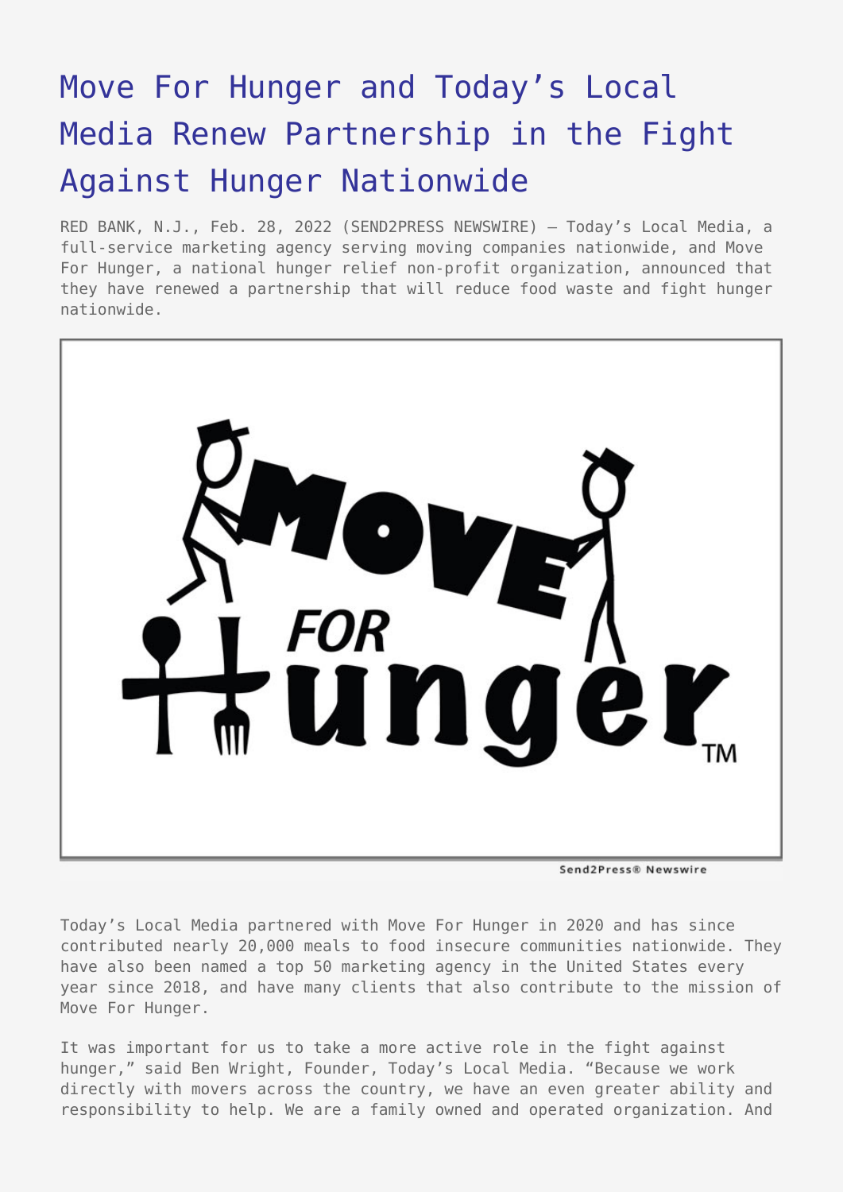# Move For Hunger and Today's Local Media Renew Partnership in the Fight Against Hunger Nationwide

RED BANK, N.J., Feb. 28, 2022 (SEND2PRESS NEWSWIRE) — Today's Local Media, a full-service marketing agency serving moving companies nationwide, and Move For Hunger, a national hunger relief non-profit organization, announced that they have renewed a partnership that will reduce food waste and fight hunger nationwide.

Today's Local Media partnered with Move For Hunger in 2020 and has since contributed nearly 20,000 meals to food insecure communities nationwide. They have also been named a top 50 marketing agency in the United States every year since 2018, and have many clients that also contribute to the mission of Move For Hunger.

It was important for us to take a more active role in the fight against hunger," said Ben Wright, Founder, Today's Local Media. "Because we work directly with movers across the country, we have an even greater ability and responsibility to help. We are a family owned and operated organization. And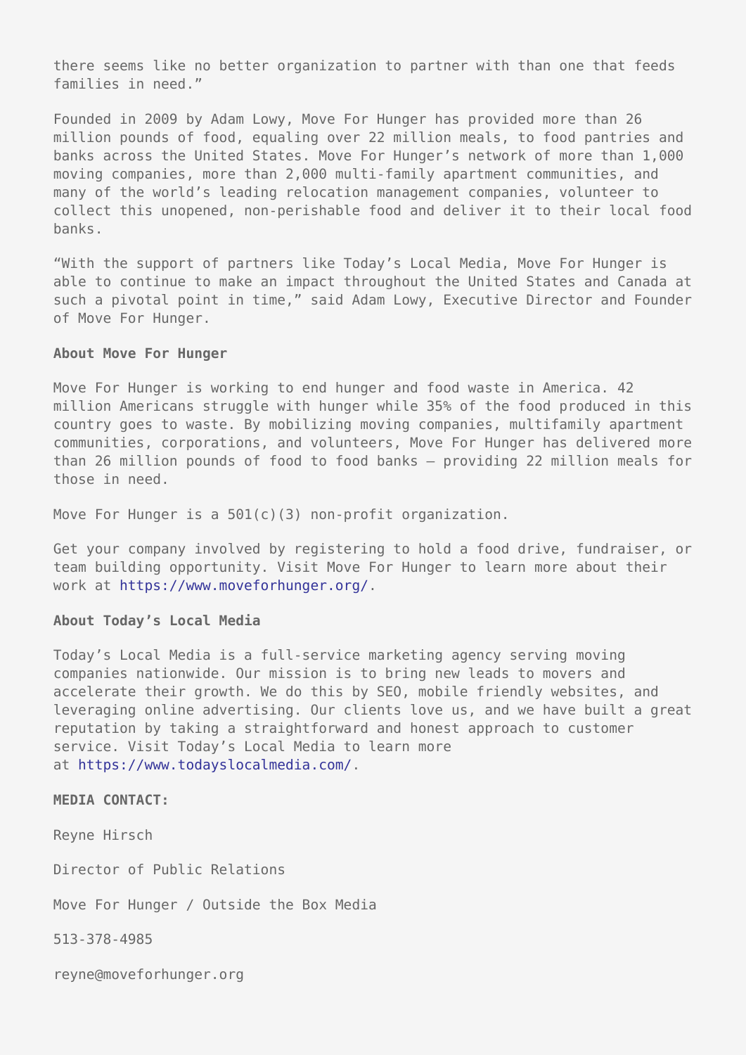there seems like no better organization to partner with than one that feeds families in need."

Founded in 2009 by Adam Lowy, Move For Hunger has provided more than 26 million pounds of food, equaling over 22 million meals, to food pantries and banks across the United States. Move For Hunger's network of more than 1,000 moving companies, more than 2,000 multi-family apartment communities, and many of the world's leading relocation management companies, volunteer to collect this unopened, non-perishable food and deliver it to their local food banks.

"With the support of partners like Today's Local Media, Move For Hunger is able to continue to make an impact throughout the United States and Canada at such a pivotal point in time," said Adam Lowy, Executive Director and Founder of Move For Hunger.

**About Move For Hunger**

Move For Hunger is working to end hunger and food waste in America. 42 million Americans struggle with hunger while 35% of the food produced in this country goes to waste. By mobilizing moving companies, multifamily apartment communities, corporations, and volunteers, Move For Hunger has delivered more than 26 million pounds of food to food banks – providing 22 million meals for those in need.

Move For Hunger is a 501(c)(3) non-profit organization.

Get your company involved by registering to hold a food drive, fundraiser, or team building opportunity. Visit Move For Hunger to learn more about their work at https://www.moveforhunger.org/.

**About Today's Local Media**

Today's Local Media is a full-service marketing agency serving moving companies nationwide. Our mission is to bring new leads to movers and accelerate their growth. We do this by SEO, mobile friendly websites, and leveraging online advertising. Our clients love us, and we have built a great reputation by taking a straightforward and honest approach to customer service. Visit Today's Local Media to learn more at https://www.todayslocalmedia.com/.

**MEDIA CONTACT:**

Reyne Hirsch

Director of Public Relations

Move For Hunger / Outside the Box Media

513-378-4985

reyne@moveforhunger.org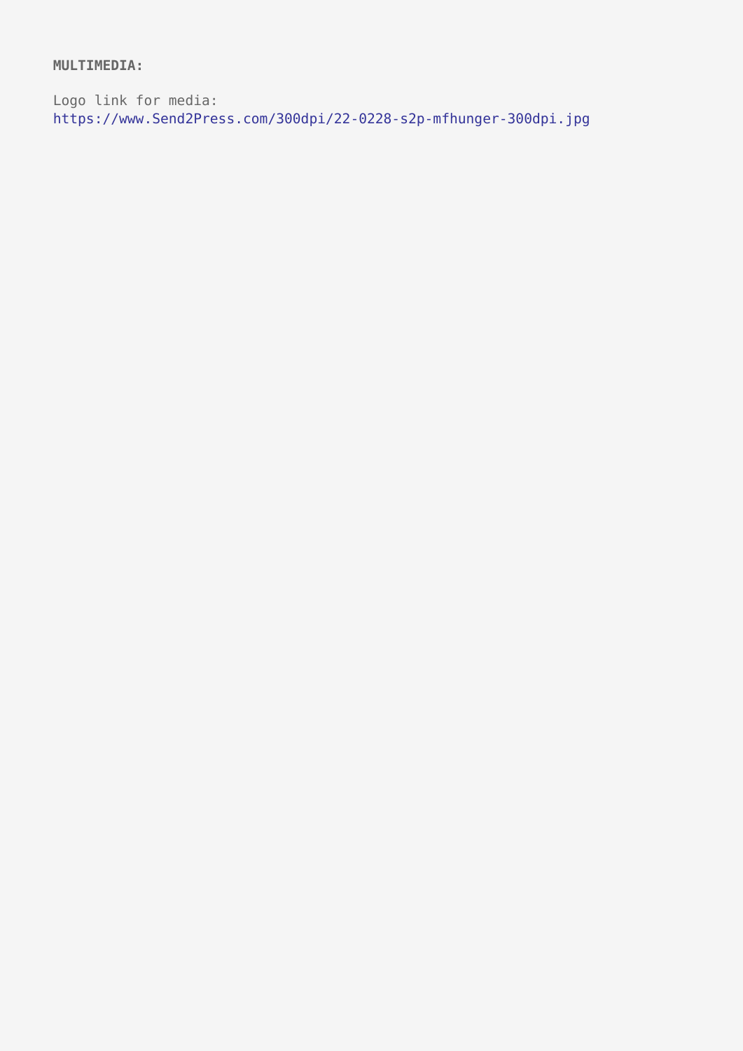**MULTIMEDIA:**

Logo link for media:
https://www.Send2Press.com/300dpi/22-0228-s2p-mfhunger-300dpi.jpg